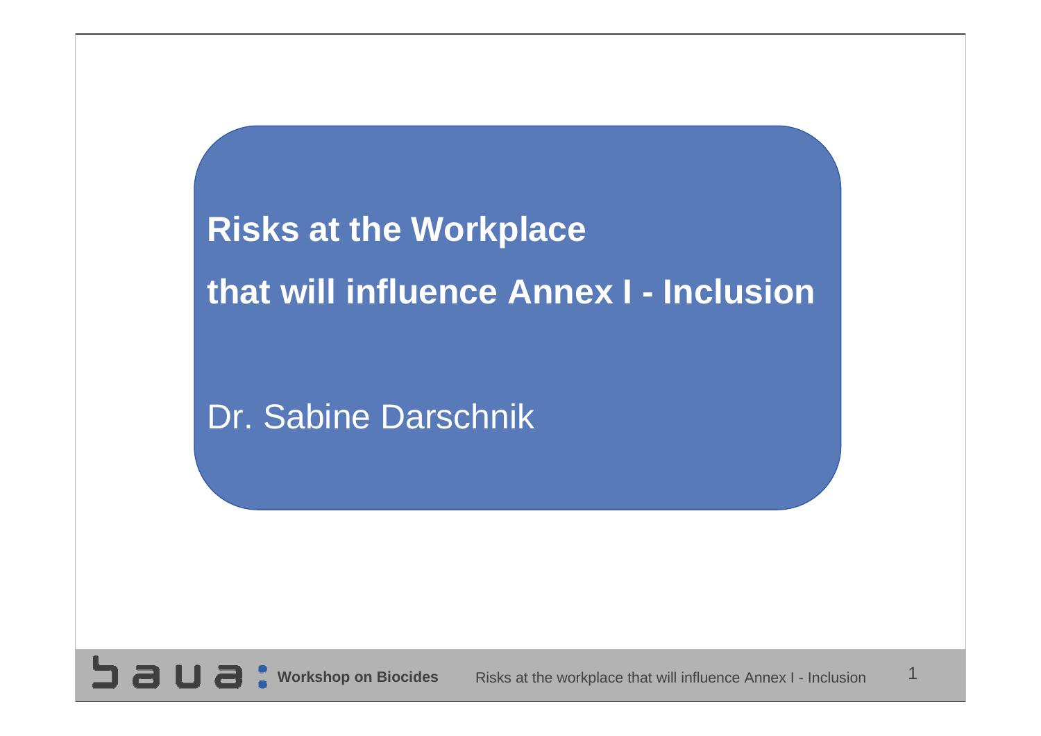# Risks at the Workplace that will influence Annex I - Inclusion

Dr. Sabine Darschnik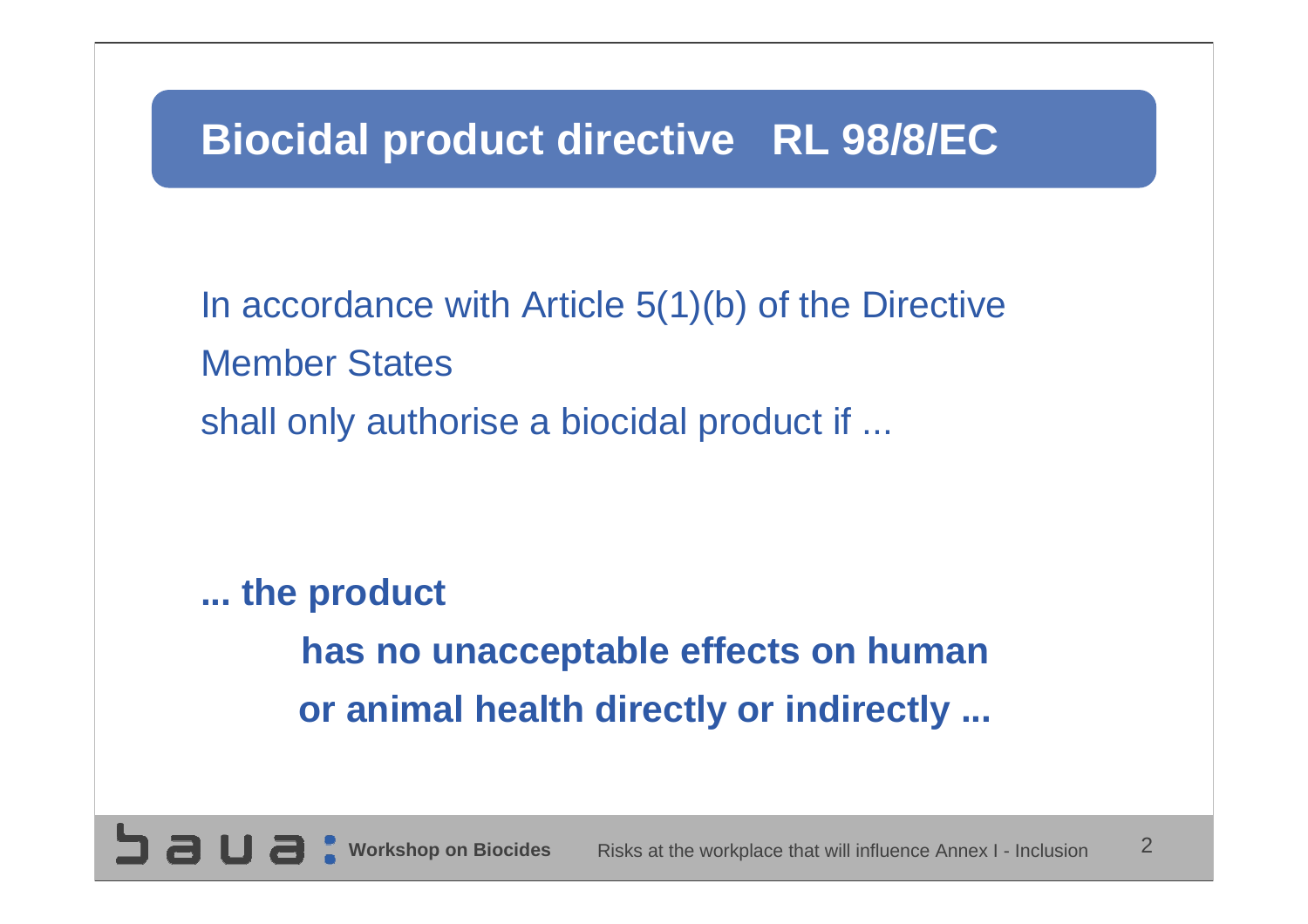# Biocidal product directive RL 98/8/EC

In accordance with Article 5(1)(b) of the Directive
Member States
shall only authorise a biocidal product if ...

**... the product**

**has no unacceptable effects on human or animal health directly or indirectly ...**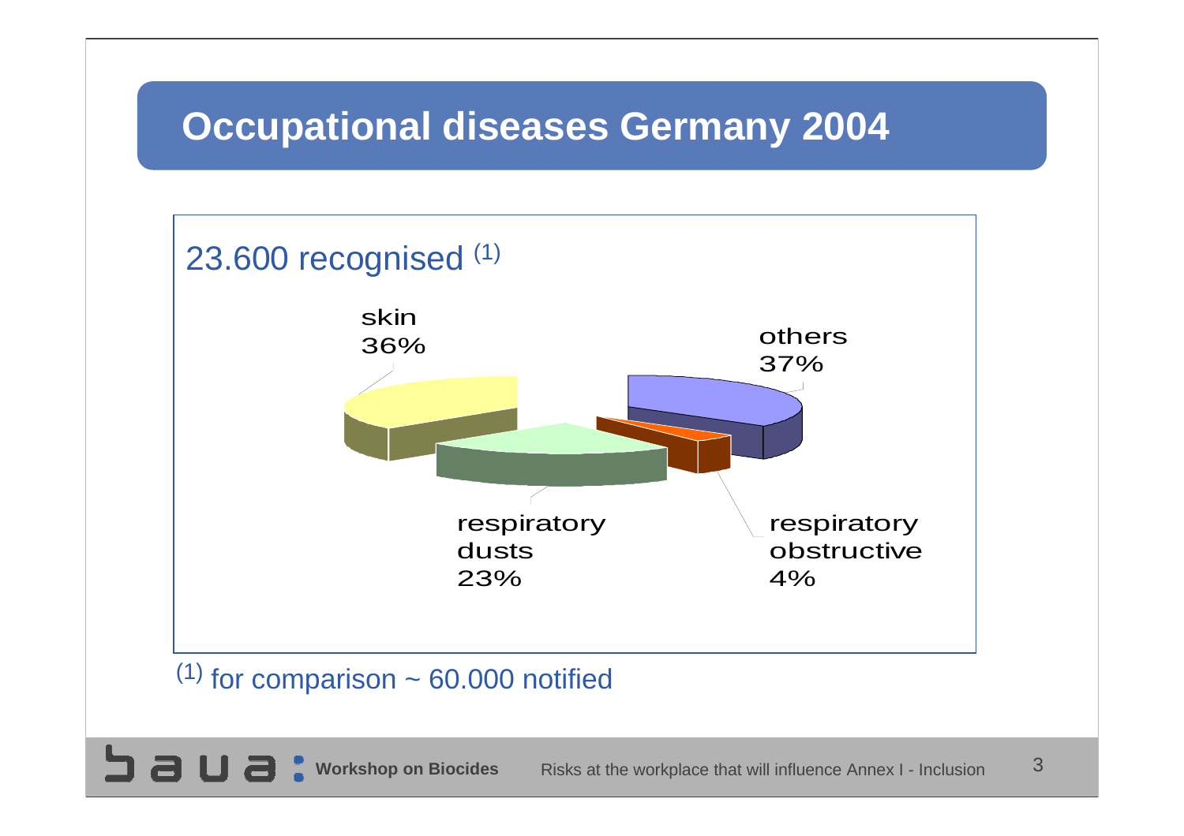# Occupational diseases Germany 2004

23.600 recognised [1]

skin
36%

others
37%

respiratory
dusts
23%

respiratory
obstructive
4%

[1] for comparison ~ 60.000 notified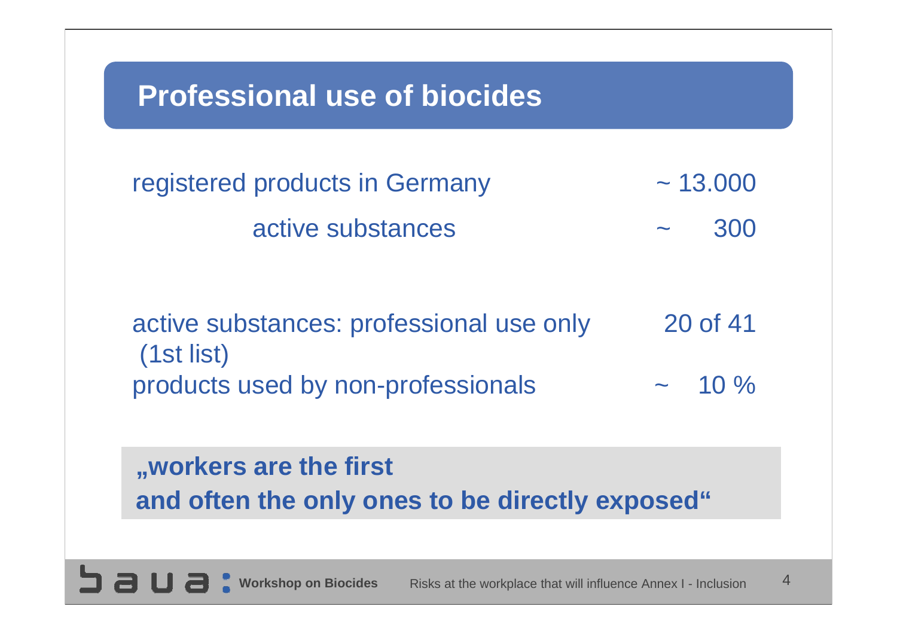# Professional use of biocides

| | |
|---|---|
| registered products in Germany | ~ 13.000 |
| active substances | ~ 300 |
| | |
| active substances: professional use only (1st list) | 20 of 41 |
| products used by non-professionals | ~ 10 % |

**„workers are the first and often the only ones to be directly exposed“**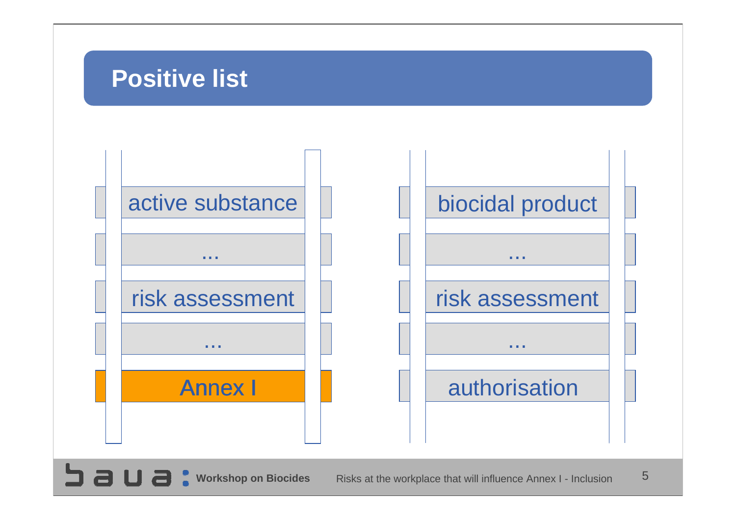# Positive list

| active substance | biocidal product |
| --- | --- |
| ... | ... |
| risk assessment | risk assessment |
| ... | ... |
| **Annex I** | authorisation |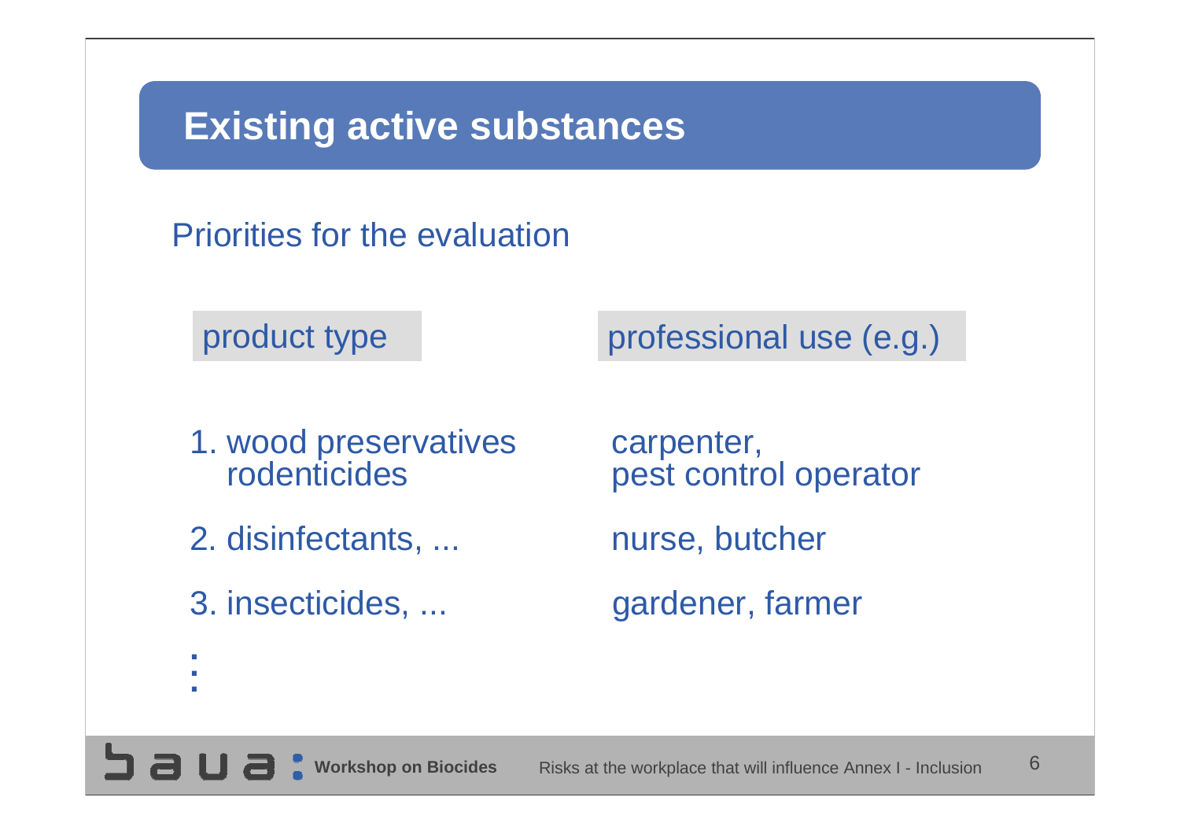# Existing active substances

## Priorities for the evaluation

| product type | professional use (e.g.) |
| --- | --- |
| 1. wood preservatives<br>rodenticides | carpenter,<br>pest control operator |
| 2. disinfectants, ... | nurse, butcher |
| 3. insecticides, ... | gardener, farmer |
| ⋮ | |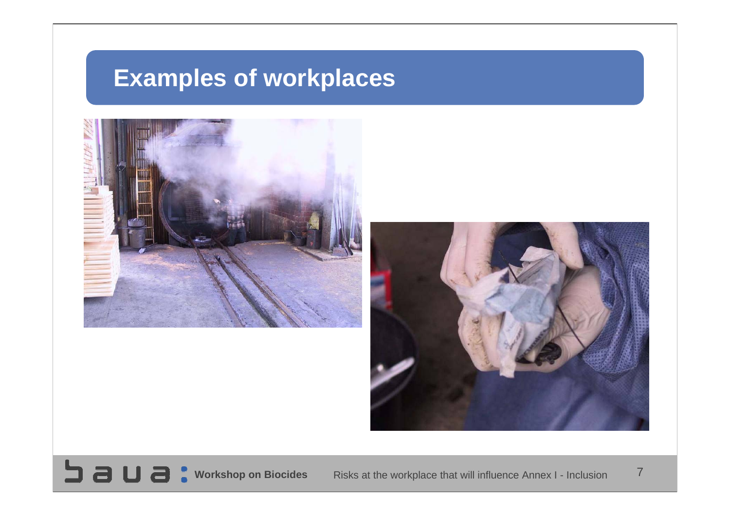# Examples of workplaces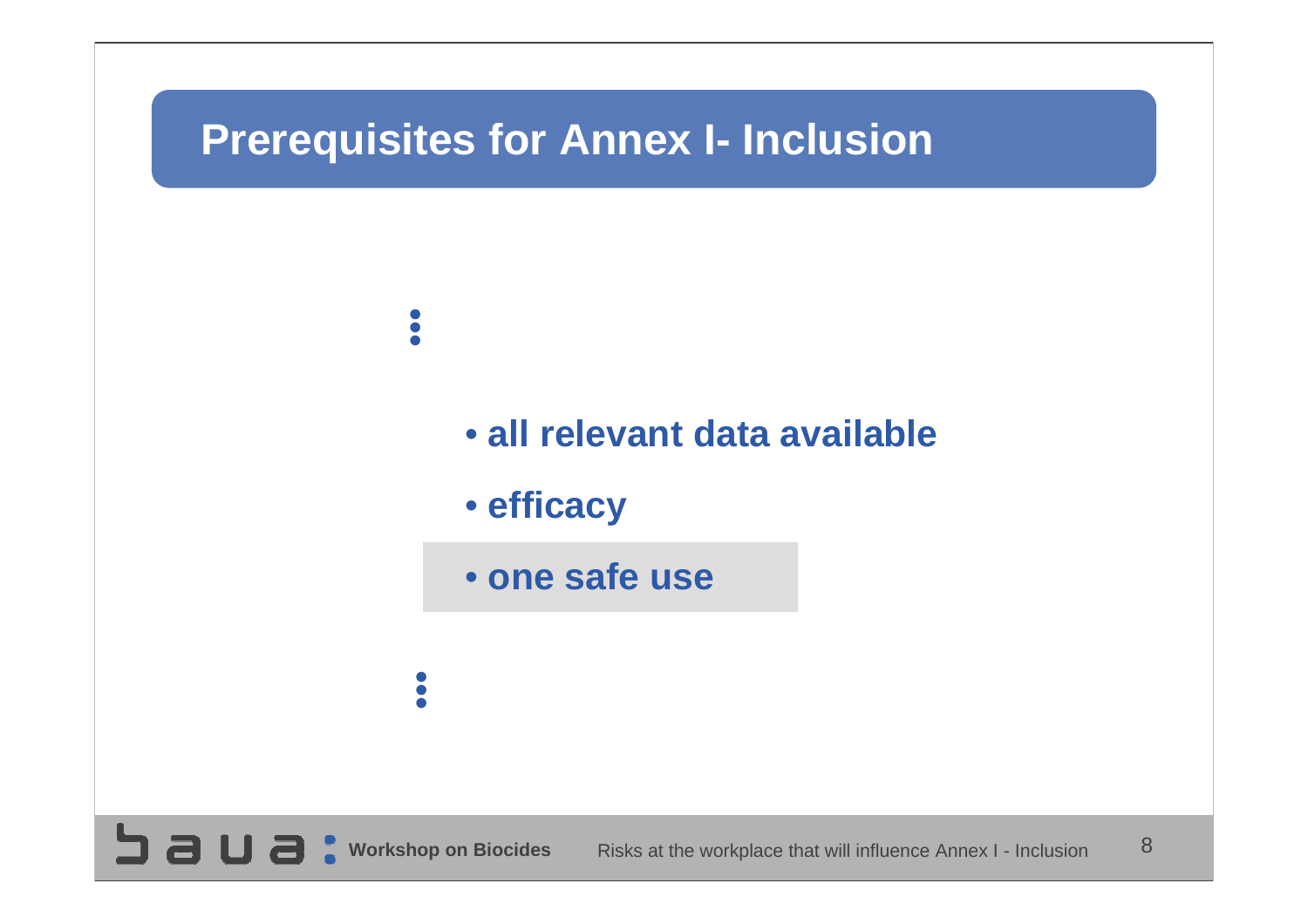# Prerequisites for Annex I- Inclusion

⋮

- **all relevant data available**
- **efficacy**
- **one safe use**

⋮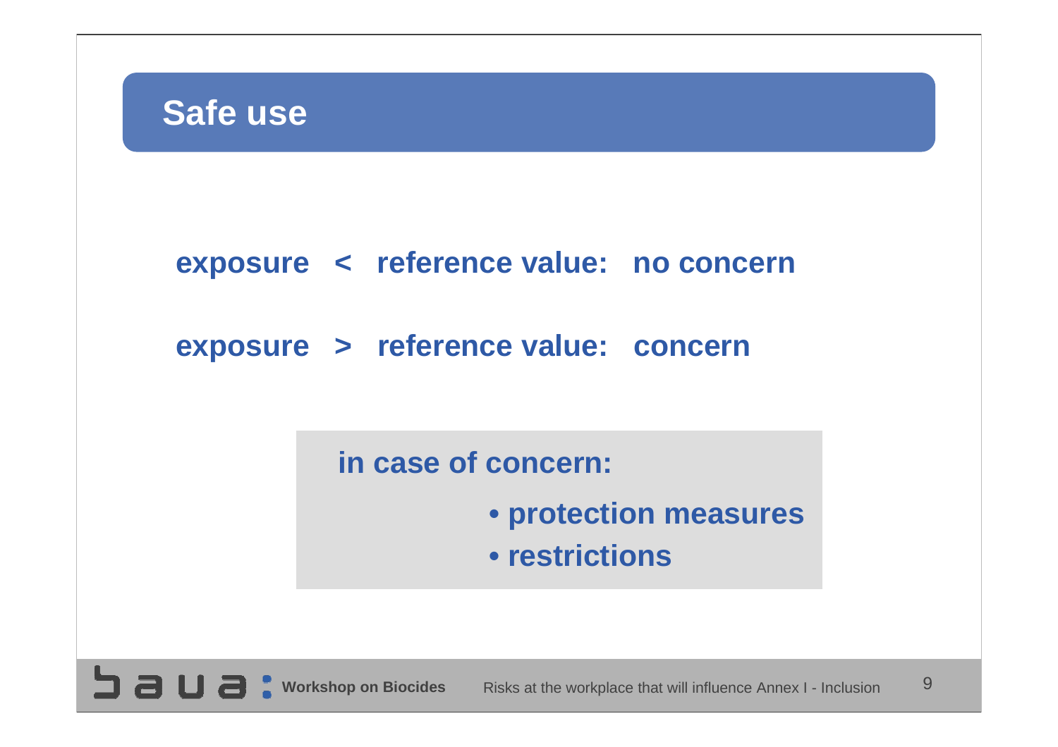# Safe use

**exposure < reference value: no concern**

**exposure > reference value: concern**

**in case of concern:**

- **protection measures**
- **restrictions**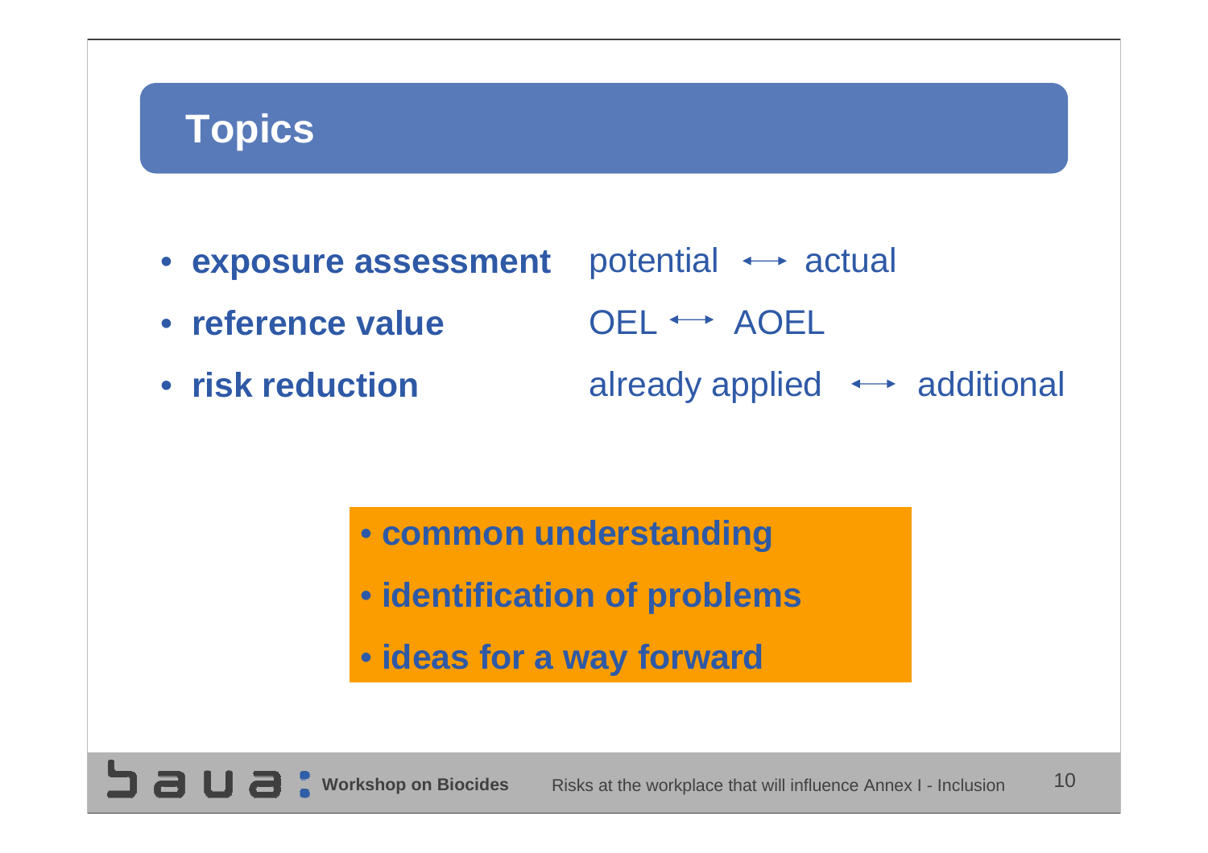# Topics

- **exposure assessment** potential ↔ actual
- **reference value** OEL ↔ AOEL
- **risk reduction** already applied ↔ additional

- **common understanding**
- **identification of problems**
- **ideas for a way forward**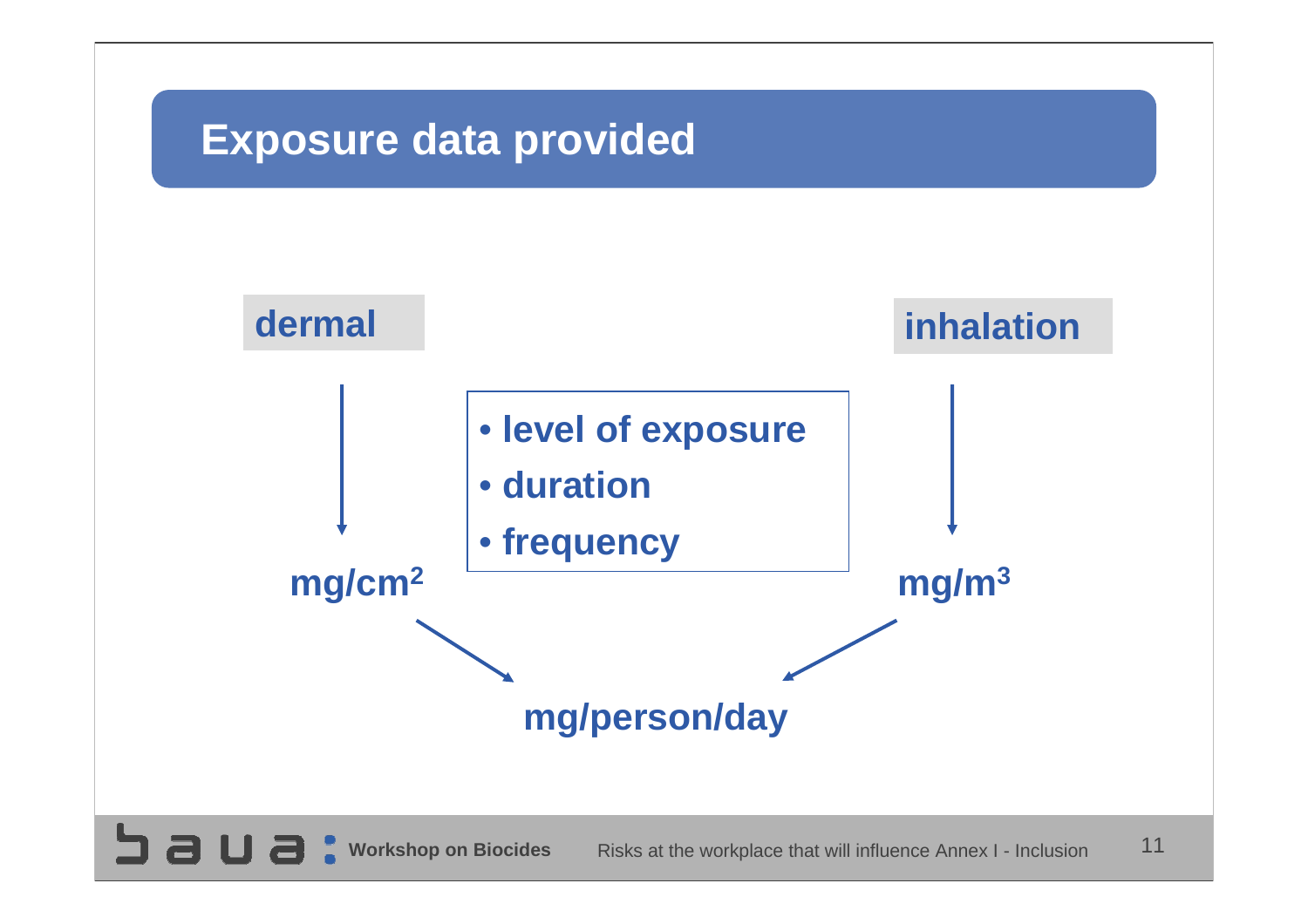# Exposure data provided

**dermal**

$mg/cm^2$

- **level of exposure**
- **duration**
- **frequency**

**inhalation**

$mg/m^3$

**mg/person/day**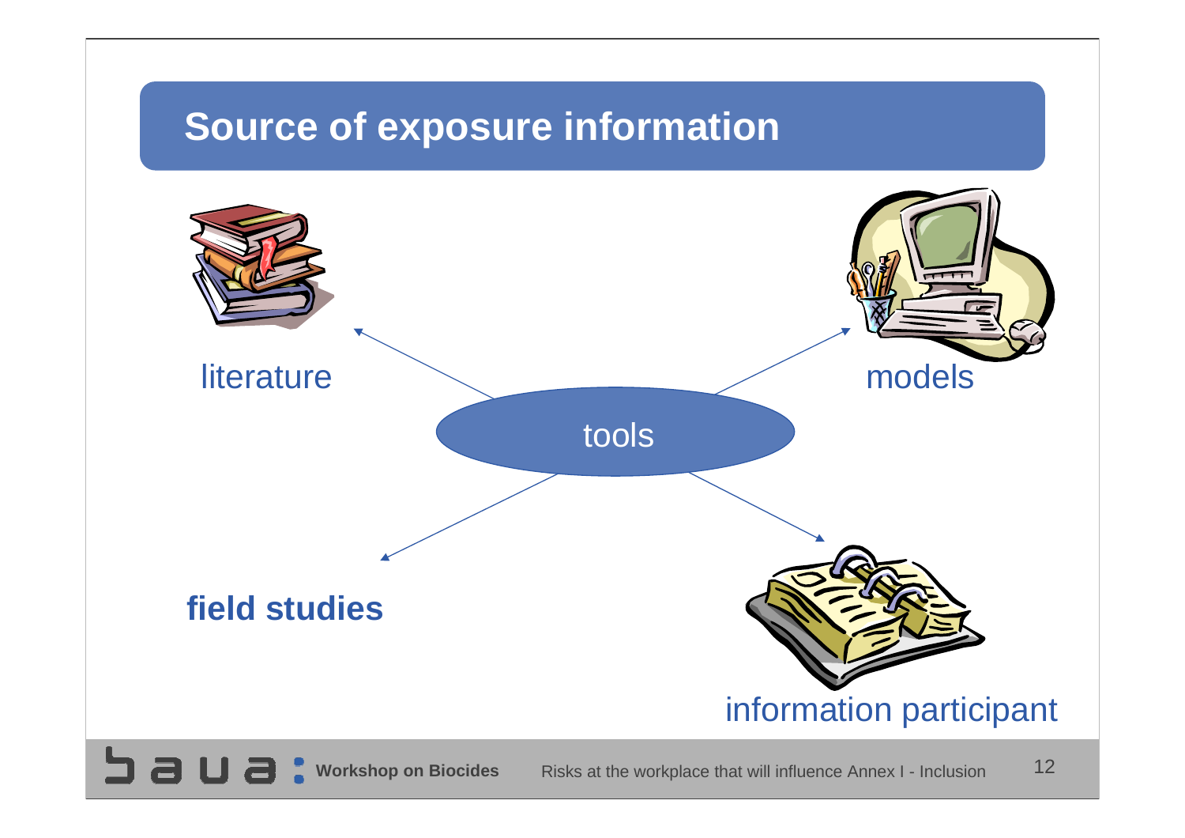# Source of exposure information

tools

- literature
- models
- **field studies**
- information participant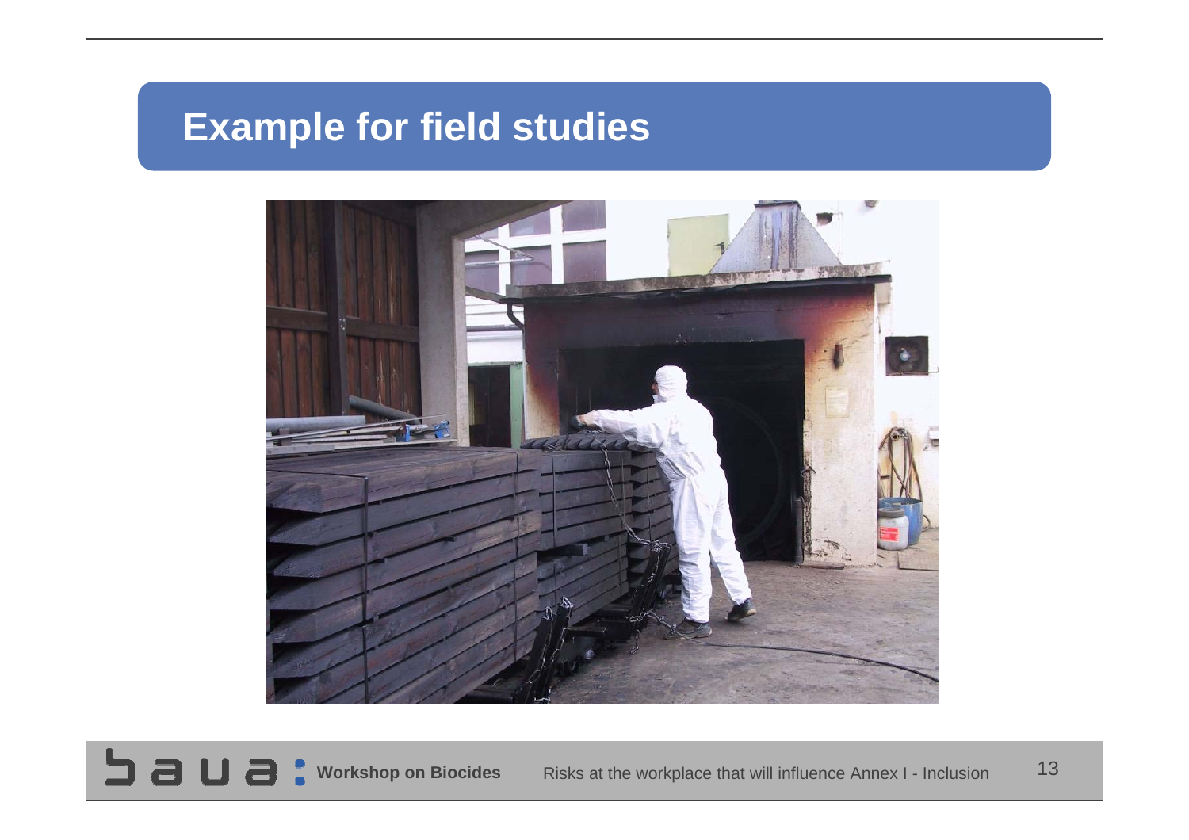# Example for field studies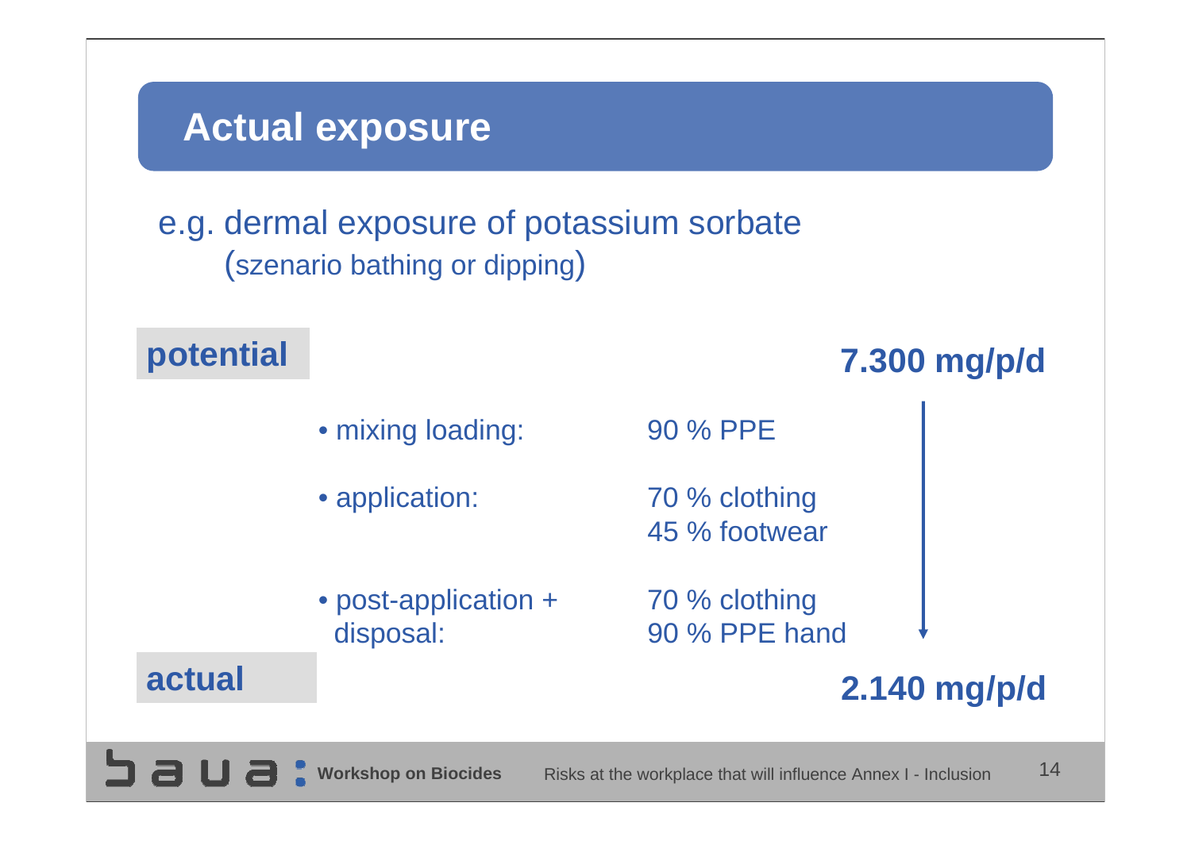# Actual exposure

e.g. dermal exposure of potassium sorbate
(szenario bathing or dipping)

**potential** **7.300 mg/p/d**

| | |
|---|---|
| • mixing loading: | 90 % PPE |
| • application: | 70 % clothing<br>45 % footwear |
| • post-application + disposal: | 70 % clothing<br>90 % PPE hand |

**actual** **2.140 mg/p/d**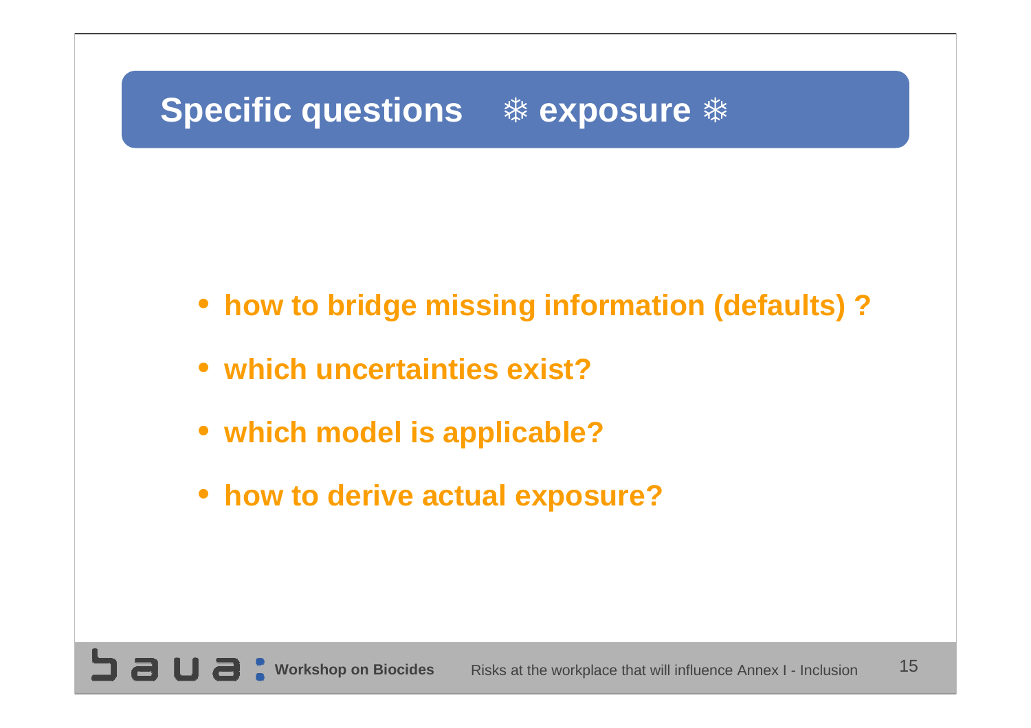## Specific questions ❄ exposure ❄

- **how to bridge missing information (defaults) ?**
- **which uncertainties exist?**
- **which model is applicable?**
- **how to derive actual exposure?**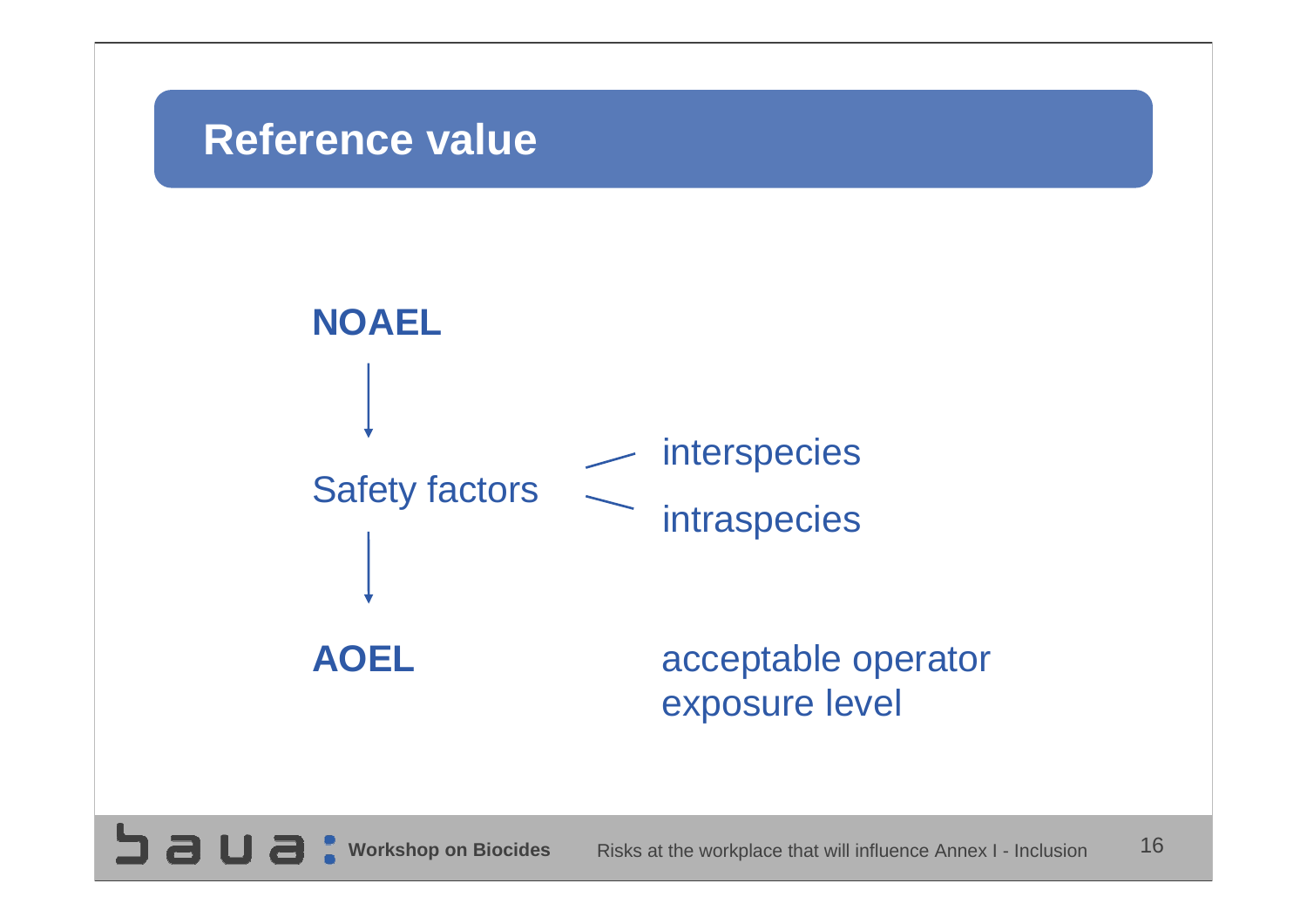# Reference value

**NOAEL**

↓

Safety factors
- interspecies
- intraspecies

↓

**AOEL** — acceptable operator exposure level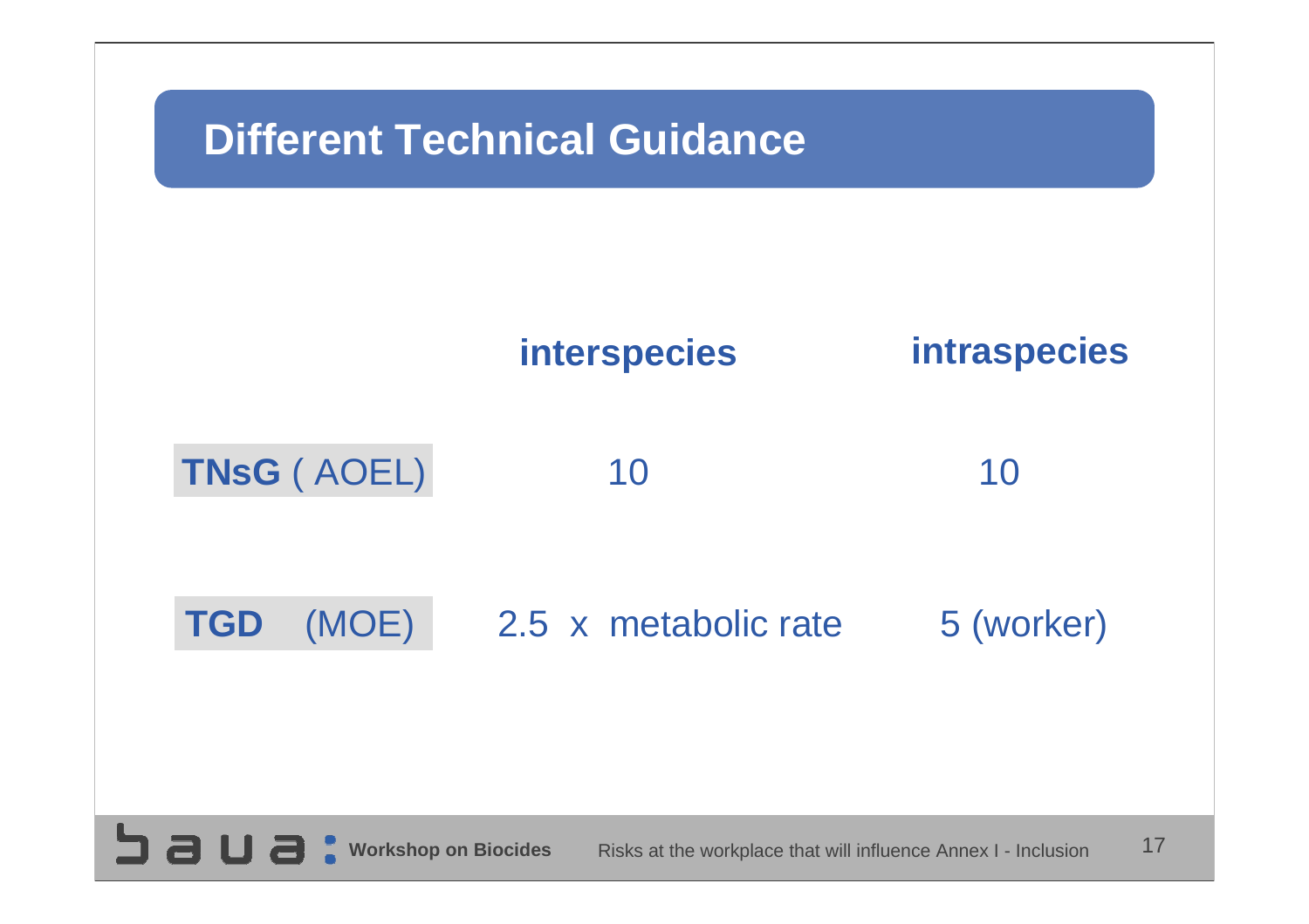# Different Technical Guidance

| | interspecies | intraspecies |
|---|---|---|
| **TNsG** ( AOEL) | 10 | 10 |
| **TGD** (MOE) | 2.5 x metabolic rate | 5 (worker) |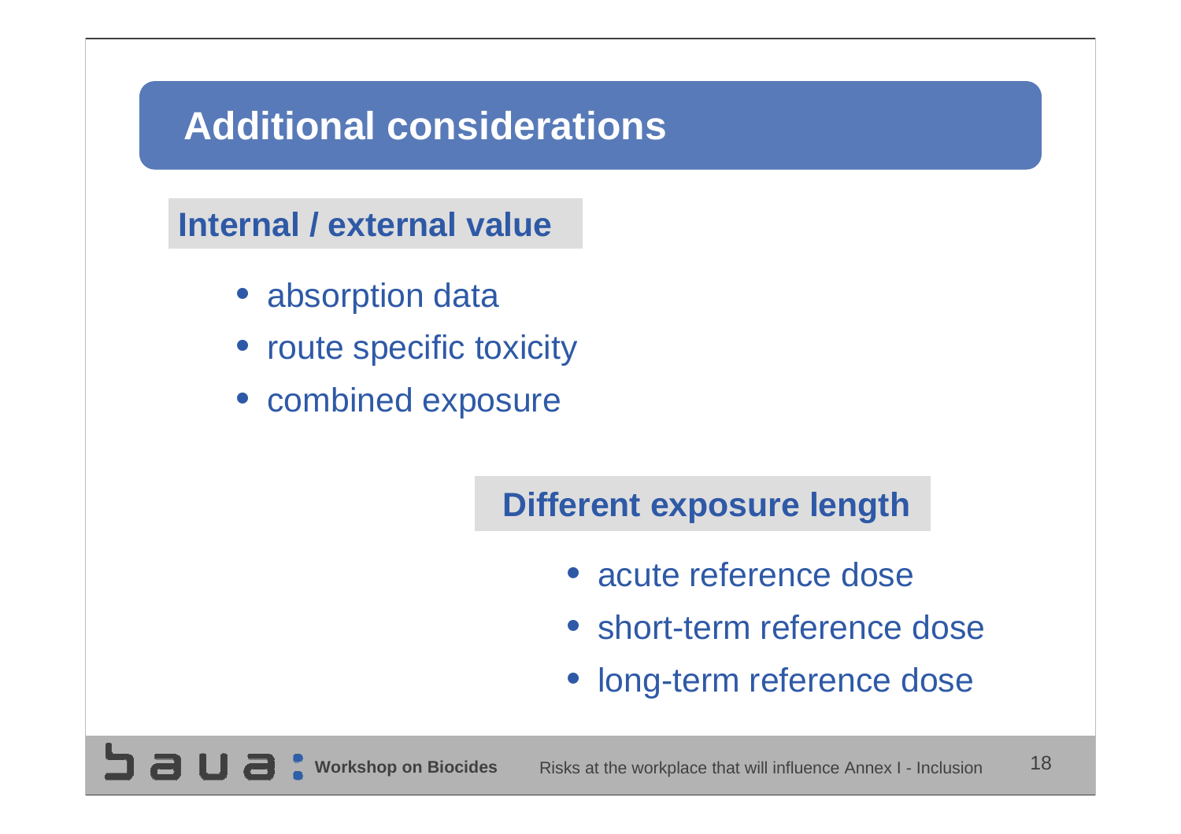# Additional considerations

## Internal / external value

- absorption data
- route specific toxicity
- combined exposure

## Different exposure length

- acute reference dose
- short-term reference dose
- long-term reference dose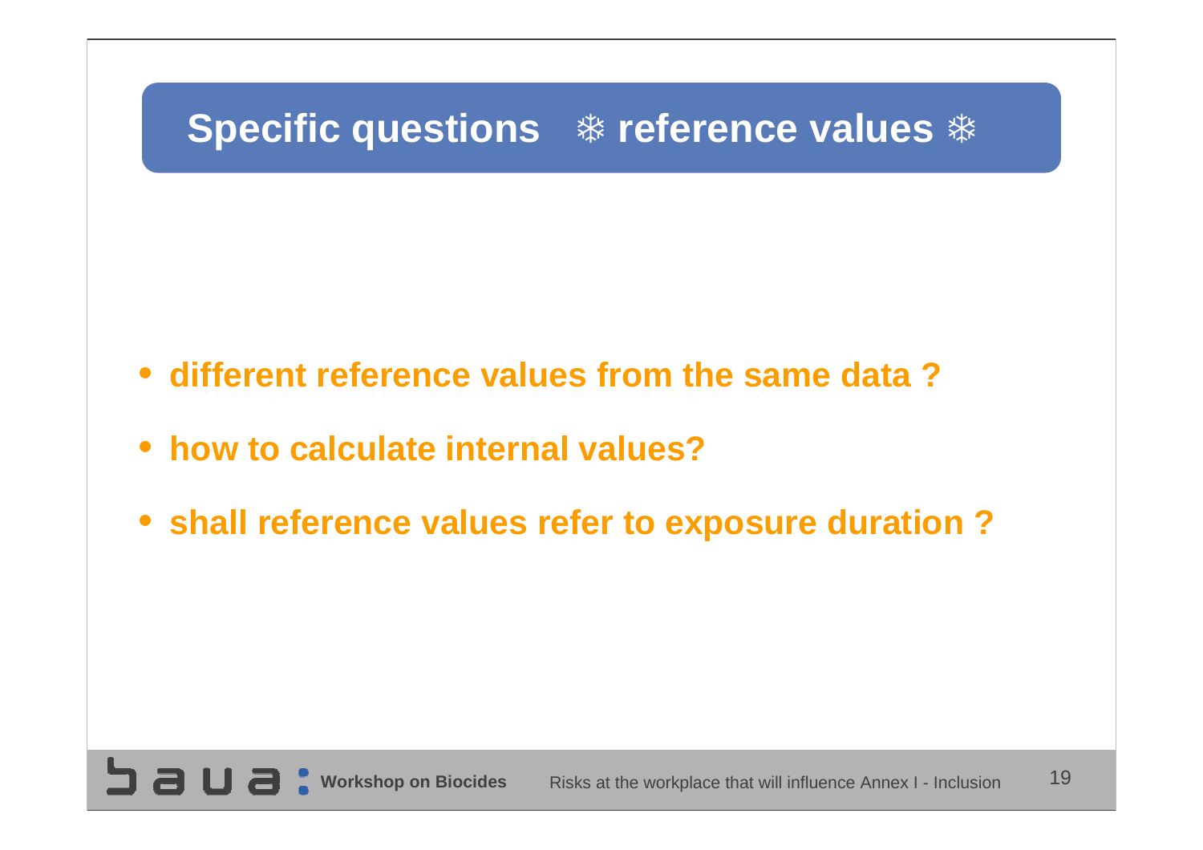# Specific questions ❄ reference values ❄

- **different reference values from the same data ?**
- **how to calculate internal values?**
- **shall reference values refer to exposure duration ?**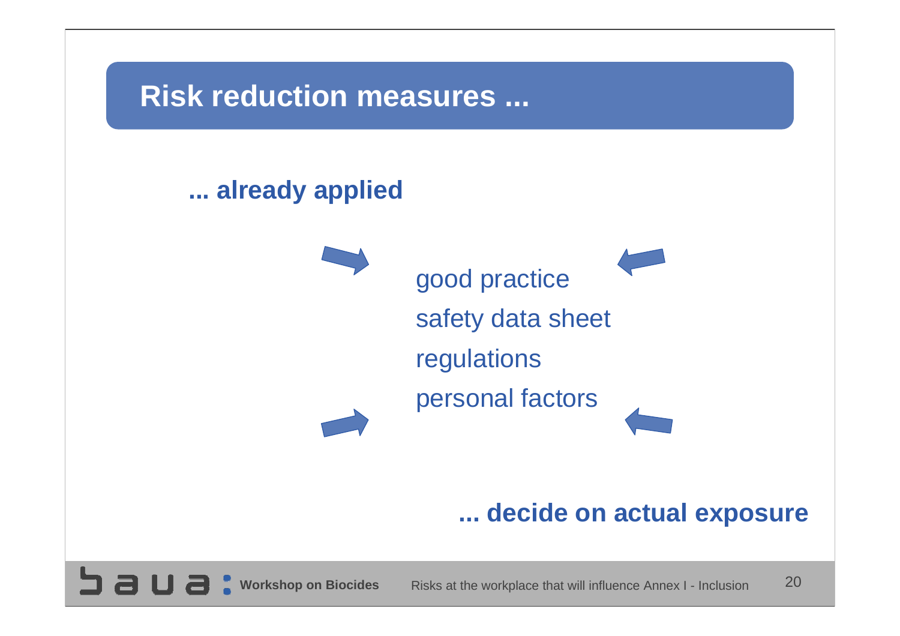# Risk reduction measures ...

**... already applied**

good practice

safety data sheet

regulations

personal factors

**... decide on actual exposure**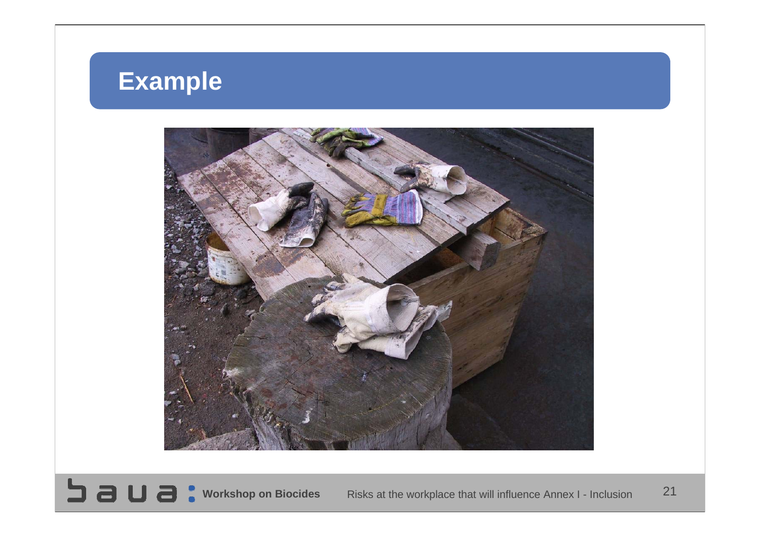# Example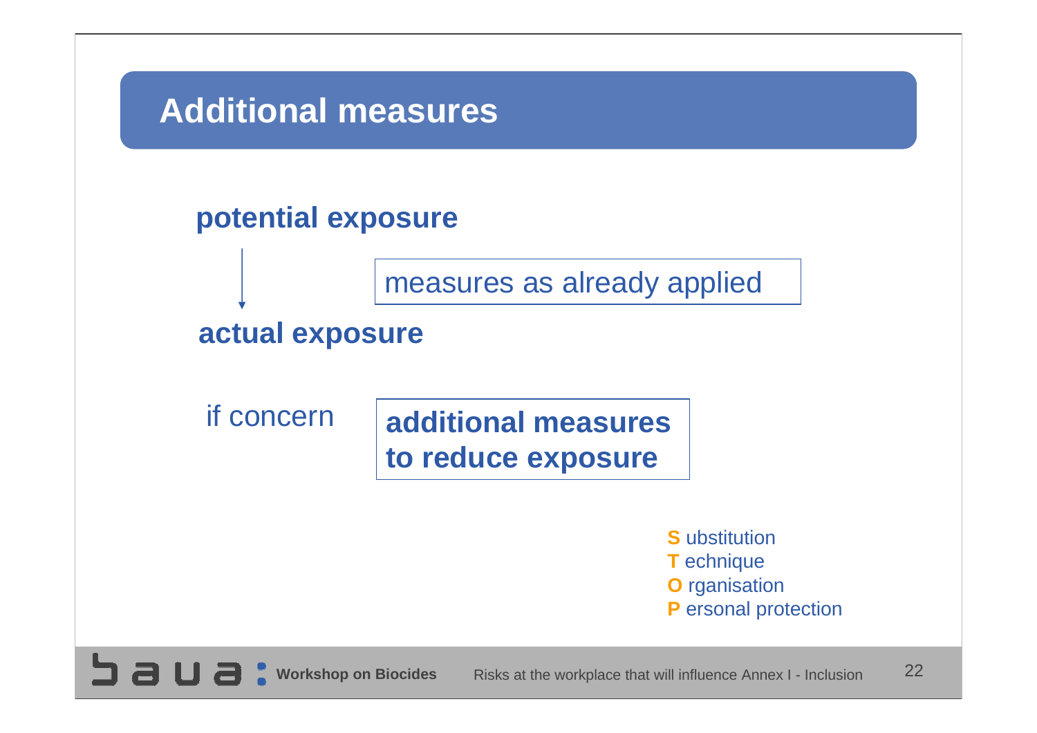# Additional measures

**potential exposure**

↓ measures as already applied

**actual exposure**

if concern — **additional measures to reduce exposure**

**S** ubstitution
**T** echnique
**O** rganisation
**P** ersonal protection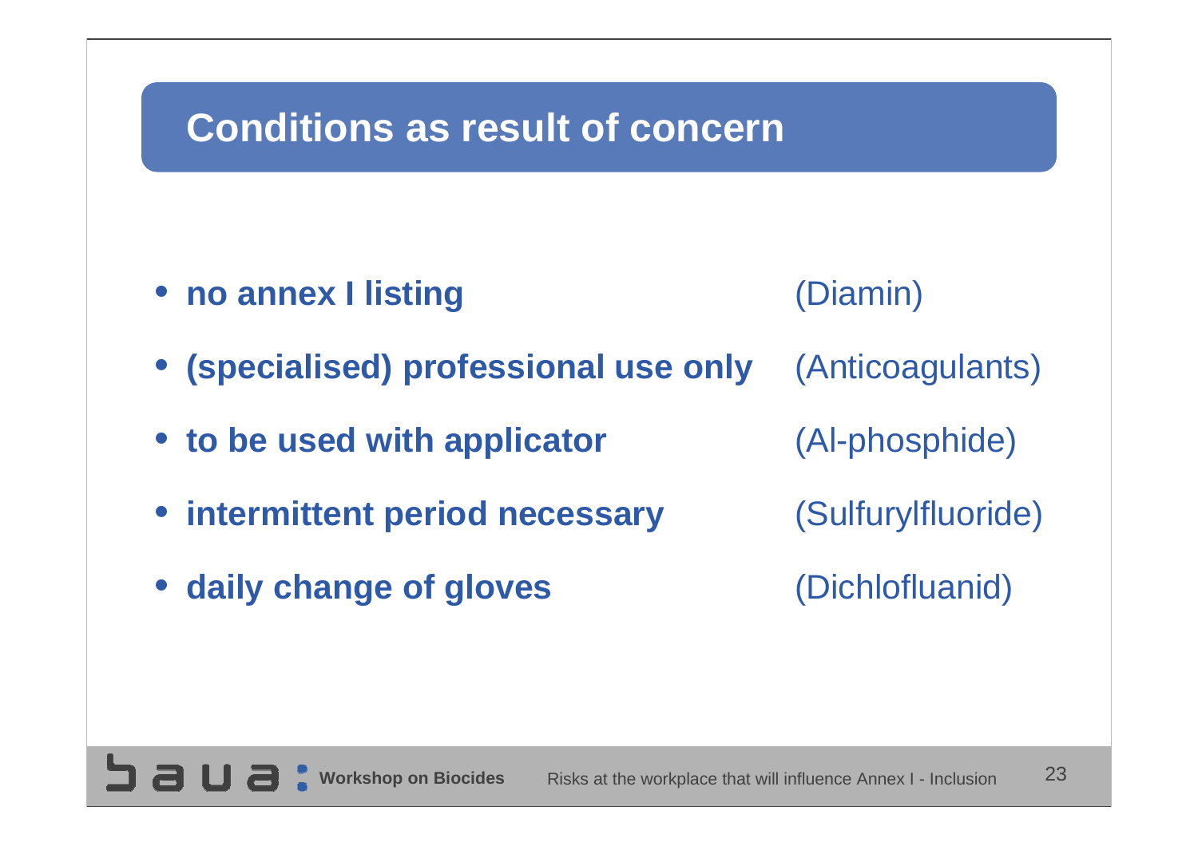## Conditions as result of concern

- **no annex I listing** (Diamin)
- **(specialised) professional use only** (Anticoagulants)
- **to be used with applicator** (Al-phosphide)
- **intermittent period necessary** (Sulfurylfluoride)
- **daily change of gloves** (Dichlofluanid)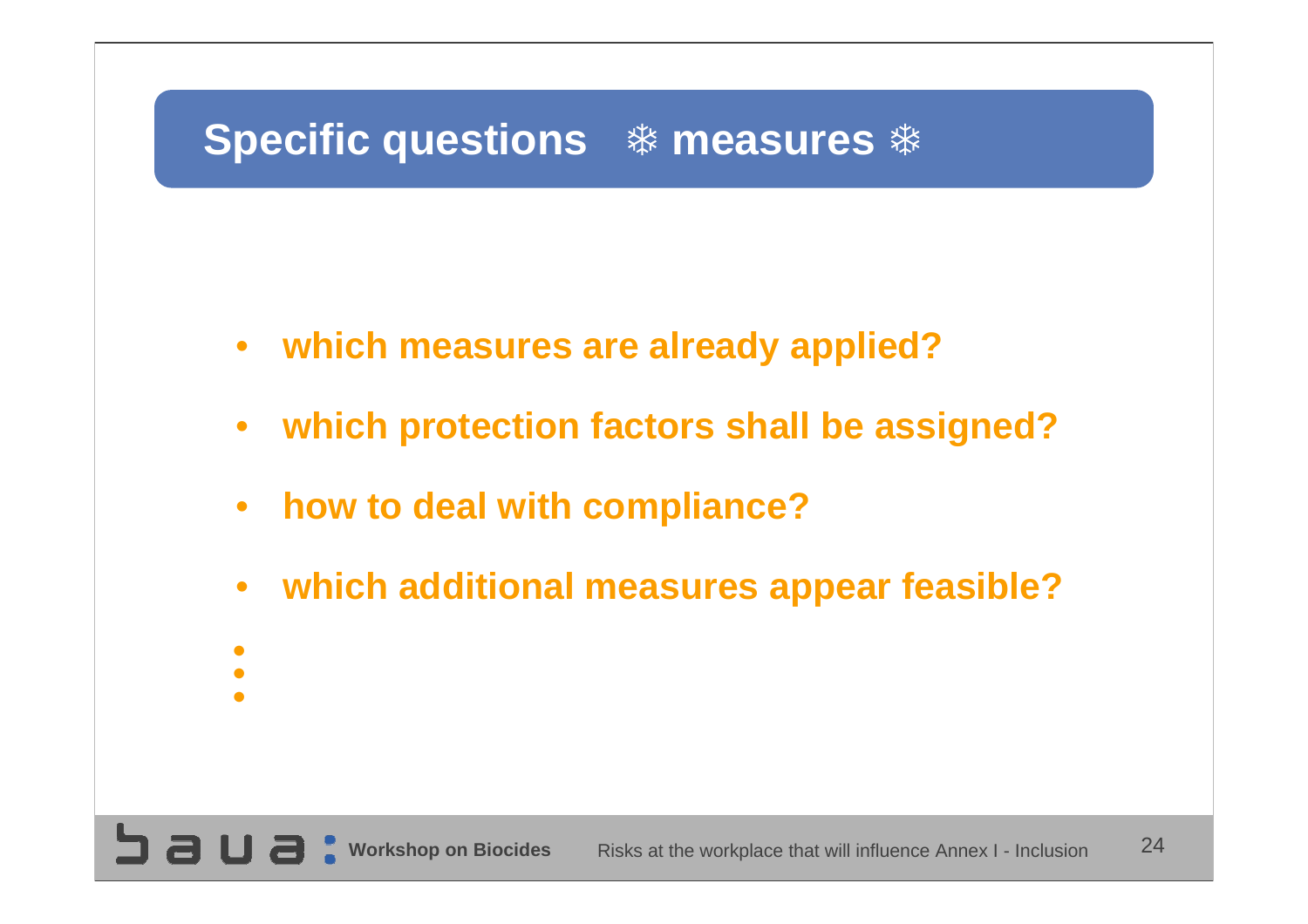## Specific questions ❄ measures ❄

- which measures are already applied?
- which protection factors shall be assigned?
- how to deal with compliance?
- which additional measures appear feasible?
- 
- 
-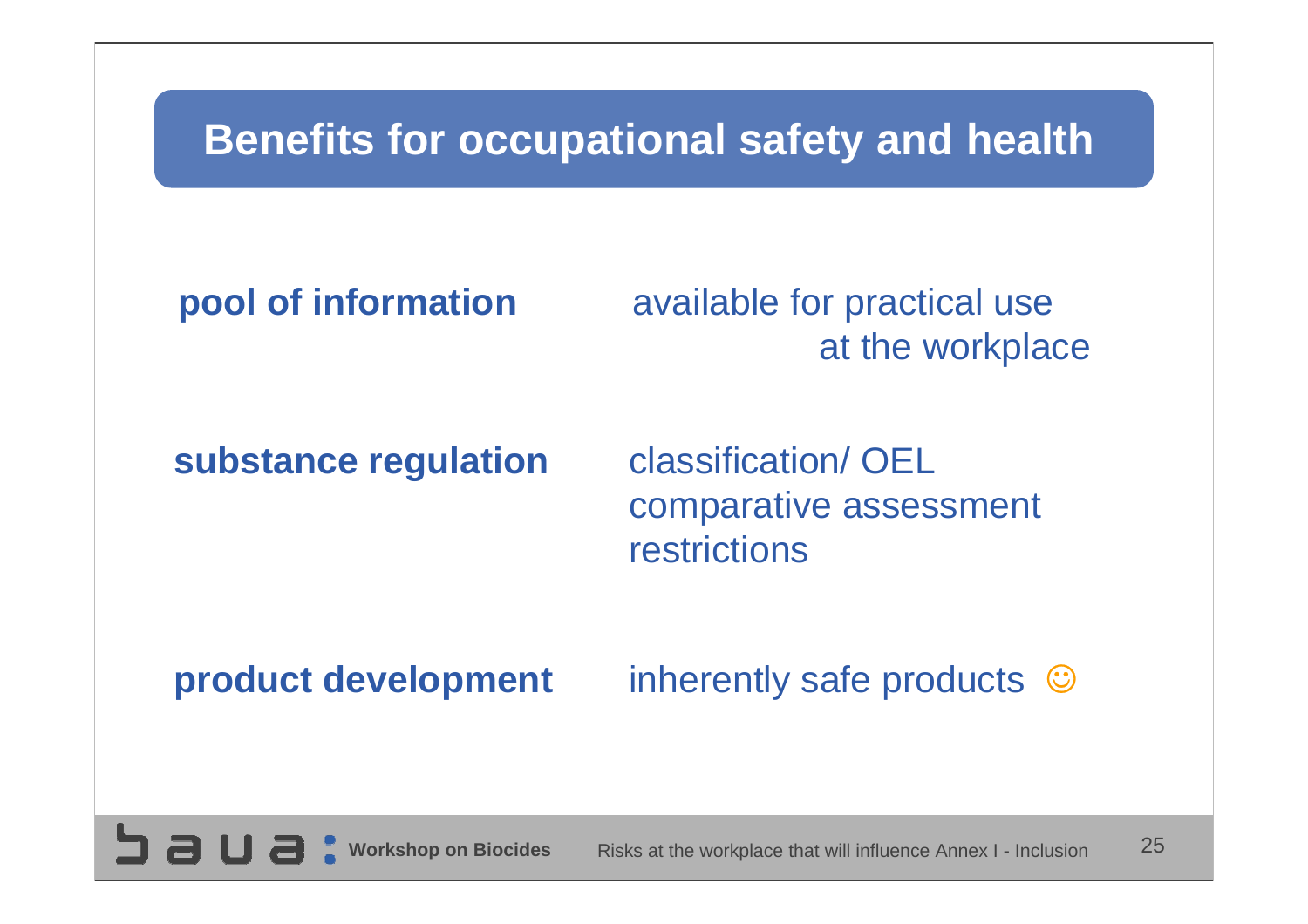# Benefits for occupational safety and health

**pool of information** available for practical use at the workplace

**substance regulation** classification/ OEL
comparative assessment
restrictions

**product development** inherently safe products ☺